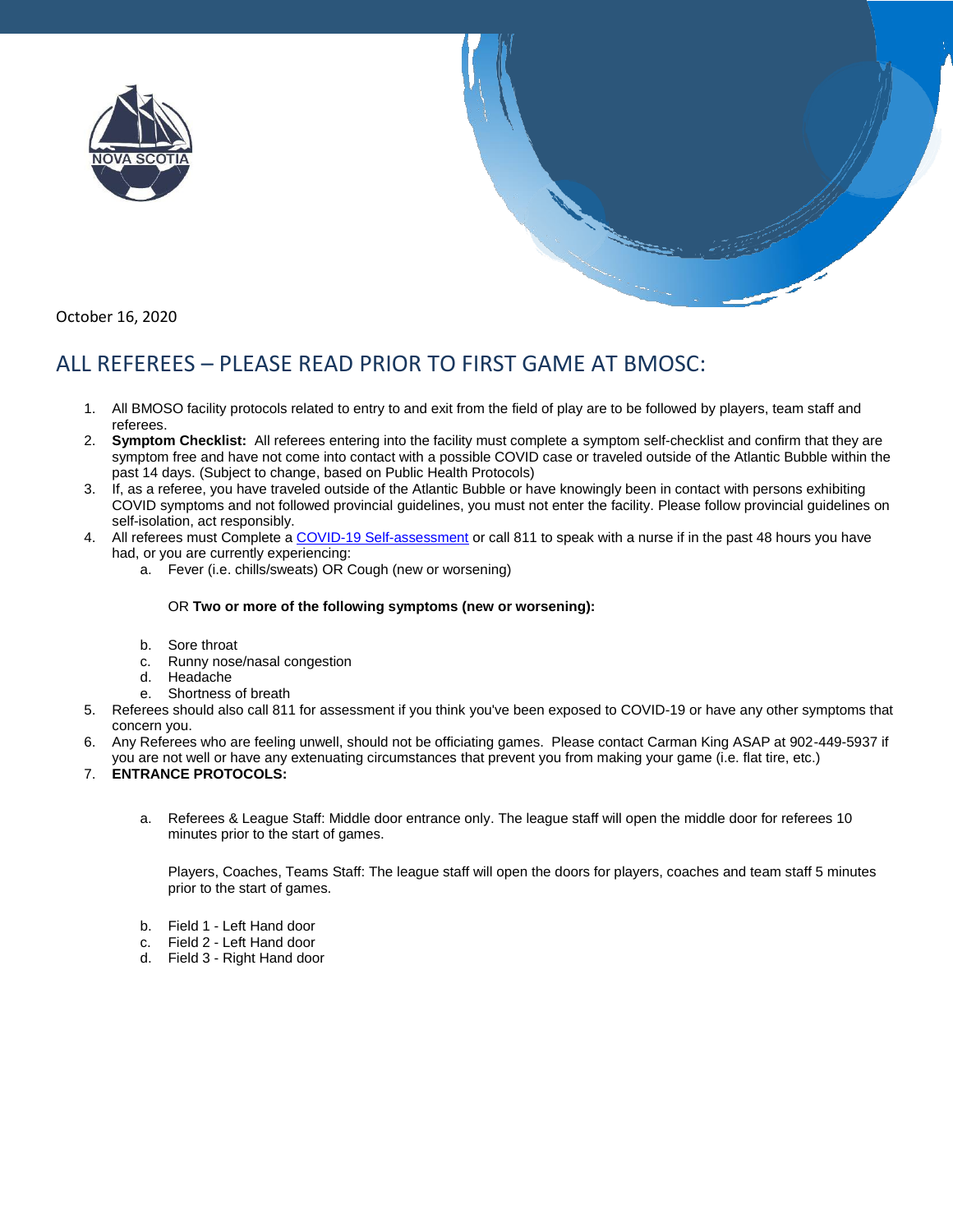October 16, 2020

## ALL REFEREES – PLEASE READ PRIOR TO FIRST GAME AT BMOSC:

1. All BMOSO facility protocols related to entry to and exit from the field of play are to be followed by players, team staff and referees.
2. **Symptom Checklist:** All referees entering into the facility must complete a symptom self-checklist and confirm that they are symptom free and have not come into contact with a possible COVID case or traveled outside of the Atlantic Bubble within the past 14 days. (Subject to change, based on Public Health Protocols)
3. If, as a referee, you have traveled outside of the Atlantic Bubble or have knowingly been in contact with persons exhibiting COVID symptoms and not followed provincial guidelines, you must not enter the facility. Please follow provincial guidelines on self-isolation, act responsibly.
4. All referees must Complete a COVID-19 Self-assessment or call 811 to speak with a nurse if in the past 48 hours you have had, or you are currently experiencing:
   a. Fever (i.e. chills/sweats) OR Cough (new or worsening)

      OR **Two or more of the following symptoms (new or worsening):**

   b. Sore throat
   c. Runny nose/nasal congestion
   d. Headache
   e. Shortness of breath
5. Referees should also call 811 for assessment if you think you've been exposed to COVID-19 or have any other symptoms that concern you.
6. Any Referees who are feeling unwell, should not be officiating games. Please contact Carman King ASAP at 902-449-5937 if you are not well or have any extenuating circumstances that prevent you from making your game (i.e. flat tire, etc.)
7. **ENTRANCE PROTOCOLS:**

   a. Referees & League Staff: Middle door entrance only. The league staff will open the middle door for referees 10 minutes prior to the start of games.

      Players, Coaches, Teams Staff: The league staff will open the doors for players, coaches and team staff 5 minutes prior to the start of games.

   b. Field 1 - Left Hand door
   c. Field 2 - Left Hand door
   d. Field 3 - Right Hand door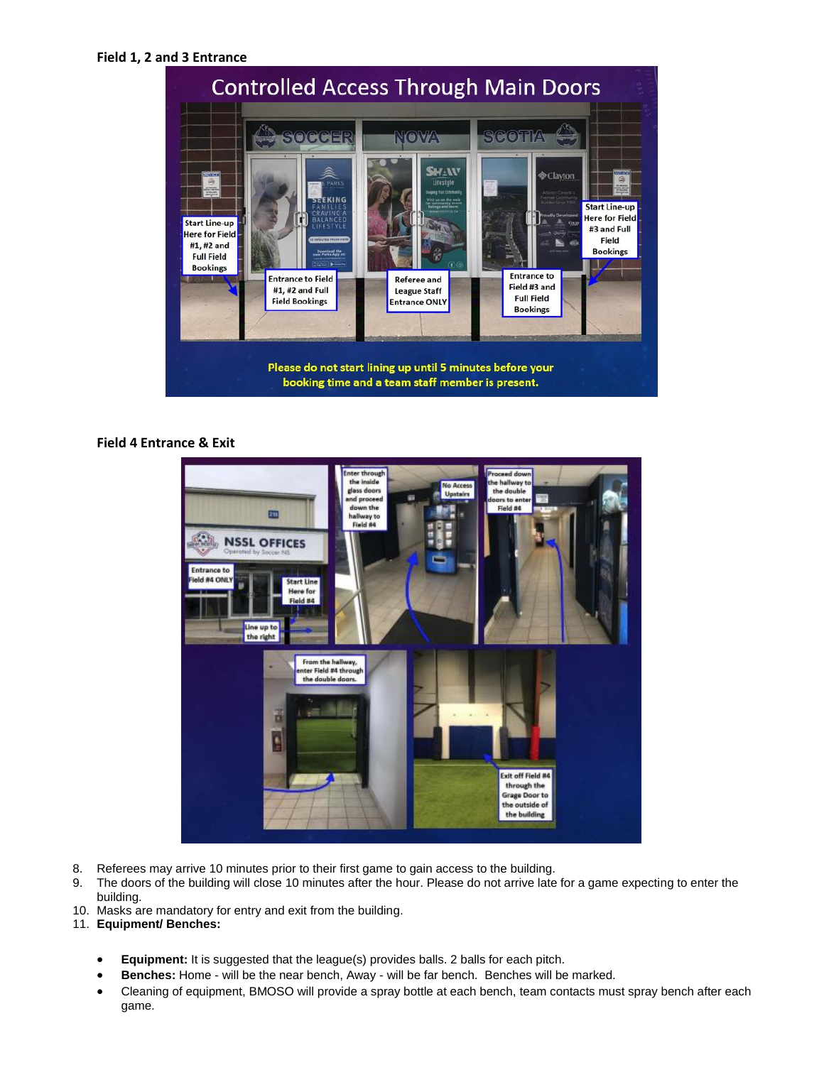**Field 1, 2 and 3 Entrance**

**Field 4 Entrance & Exit**

8. Referees may arrive 10 minutes prior to their first game to gain access to the building.
9. The doors of the building will close 10 minutes after the hour. Please do not arrive late for a game expecting to enter the building.
10. Masks are mandatory for entry and exit from the building.
11. **Equipment/ Benches:**

- **Equipment:** It is suggested that the league(s) provides balls. 2 balls for each pitch.
- **Benches:** Home - will be the near bench, Away - will be far bench. Benches will be marked.
- Cleaning of equipment, BMOSO will provide a spray bottle at each bench, team contacts must spray bench after each game.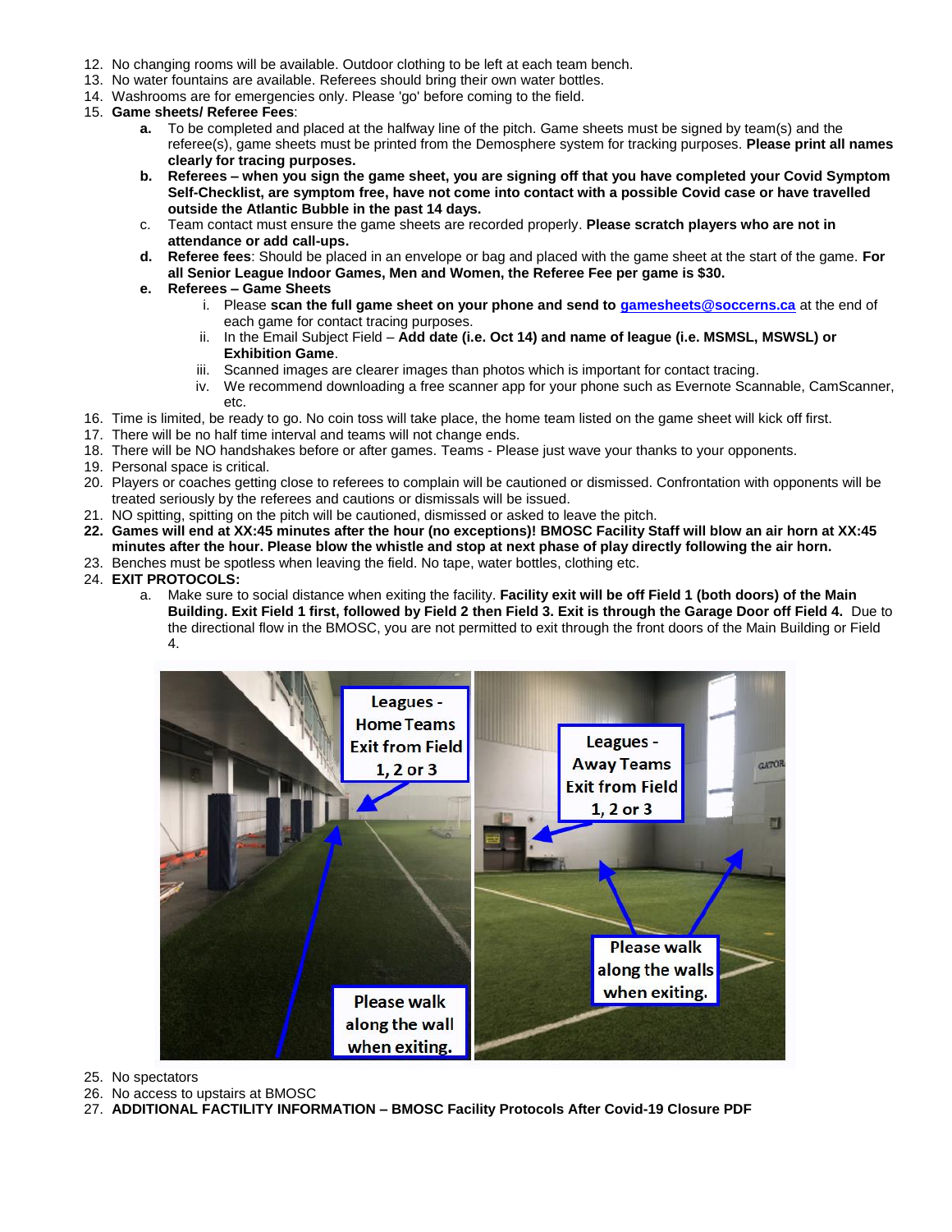12. No changing rooms will be available. Outdoor clothing to be left at each team bench.
13. No water fountains are available. Referees should bring their own water bottles.
14. Washrooms are for emergencies only. Please 'go' before coming to the field.
15. **Game sheets/ Referee Fees**:
    - **a.** To be completed and placed at the halfway line of the pitch. Game sheets must be signed by team(s) and the referee(s), game sheets must be printed from the Demosphere system for tracking purposes. **Please print all names clearly for tracing purposes.**
    - **b. Referees – when you sign the game sheet, you are signing off that you have completed your Covid Symptom Self-Checklist, are symptom free, have not come into contact with a possible Covid case or have travelled outside the Atlantic Bubble in the past 14 days.**
    - c. Team contact must ensure the game sheets are recorded properly. **Please scratch players who are not in attendance or add call-ups.**
    - **d. Referee fees**: Should be placed in an envelope or bag and placed with the game sheet at the start of the game. **For all Senior League Indoor Games, Men and Women, the Referee Fee per game is $30.**
    - **e. Referees – Game Sheets**
        - i. Please **scan the full game sheet on your phone and send to gamesheets@soccerns.ca** at the end of each game for contact tracing purposes.
        - ii. In the Email Subject Field – **Add date (i.e. Oct 14) and name of league (i.e. MSMSL, MSWSL) or Exhibition Game**.
        - iii. Scanned images are clearer images than photos which is important for contact tracing.
        - iv. We recommend downloading a free scanner app for your phone such as Evernote Scannable, CamScanner, etc.
16. Time is limited, be ready to go. No coin toss will take place, the home team listed on the game sheet will kick off first.
17. There will be no half time interval and teams will not change ends.
18. There will be NO handshakes before or after games. Teams - Please just wave your thanks to your opponents.
19. Personal space is critical.
20. Players or coaches getting close to referees to complain will be cautioned or dismissed. Confrontation with opponents will be treated seriously by the referees and cautions or dismissals will be issued.
21. NO spitting, spitting on the pitch will be cautioned, dismissed or asked to leave the pitch.
22. **Games will end at XX:45 minutes after the hour (no exceptions)! BMOSC Facility Staff will blow an air horn at XX:45 minutes after the hour. Please blow the whistle and stop at next phase of play directly following the air horn.**
23. Benches must be spotless when leaving the field. No tape, water bottles, clothing etc.
24. **EXIT PROTOCOLS:**
    - a. Make sure to social distance when exiting the facility. **Facility exit will be off Field 1 (both doors) of the Main Building. Exit Field 1 first, followed by Field 2 then Field 3. Exit is through the Garage Door off Field 4.** Due to the directional flow in the BMOSC, you are not permitted to exit through the front doors of the Main Building or Field 4.

Leagues - Home Teams Exit from Field 1, 2 or 3

Please walk along the wall when exiting.

Leagues - Away Teams Exit from Field 1, 2 or 3

Please walk along the walls when exiting.

25. No spectators
26. No access to upstairs at BMOSC
27. **ADDITIONAL FACTILITY INFORMATION – BMOSC Facility Protocols After Covid-19 Closure PDF**